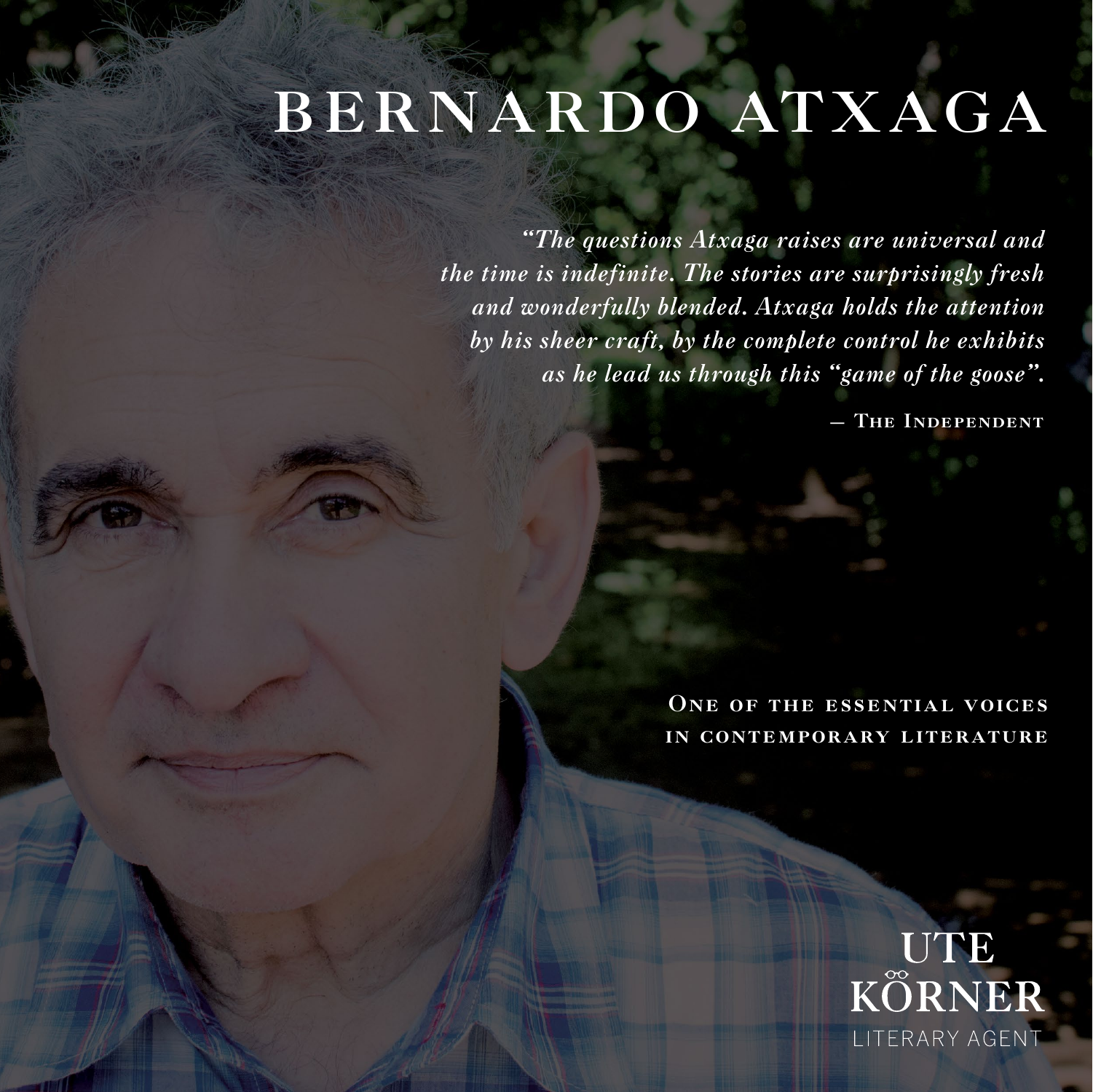# BERNARDO ATXAGA

*"The questions Atxaga raises are universal and the time is indefinite. The stories are surprisingly fresh and wonderfully blended. Atxaga holds the attention by his sheer craft, by the complete control he exhibits as he lead us through this "game of the goose".*

— The Independent

One of the essential voices in contemporary literature

UTE KÖRNER
LITERARY AGENT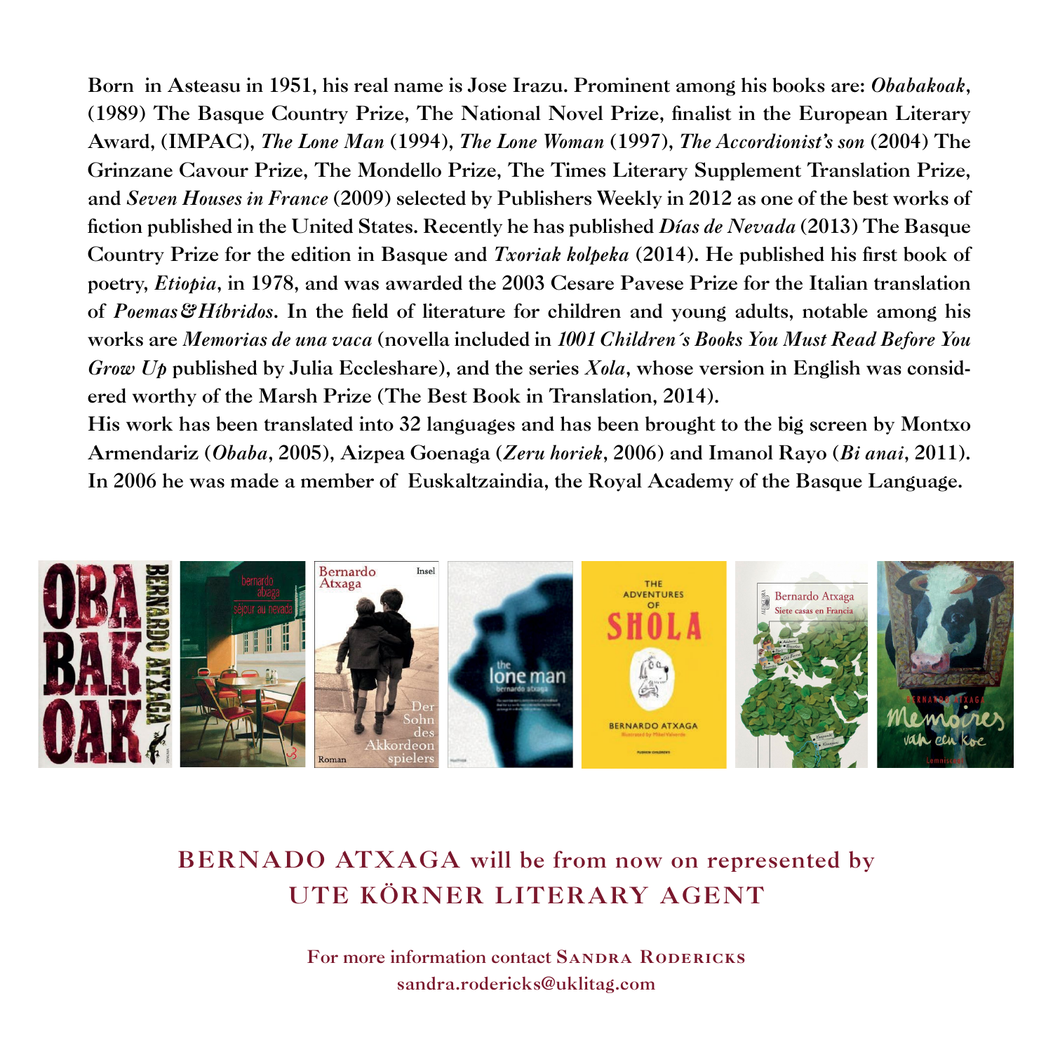Born in Asteasu in 1951, his real name is Jose Irazu. Prominent among his books are: *Obabakoak*, (1989) The Basque Country Prize, The National Novel Prize, finalist in the European Literary Award, (IMPAC), *The Lone Man* (1994), *The Lone Woman* (1997), *The Accordionist's son* (2004) The Grinzane Cavour Prize, The Mondello Prize, The Times Literary Supplement Translation Prize, and *Seven Houses in France* (2009) selected by Publishers Weekly in 2012 as one of the best works of fiction published in the United States. Recently he has published *Días de Nevada* (2013) The Basque Country Prize for the edition in Basque and *Txoriak kolpeka* (2014). He published his first book of poetry, *Etiopia*, in 1978, and was awarded the 2003 Cesare Pavese Prize for the Italian translation of *Poemas&Híbridos*. In the field of literature for children and young adults, notable among his works are *Memorias de una vaca* (novella included in *1001 Children´s Books You Must Read Before You Grow Up* published by Julia Eccleshare), and the series *Xola*, whose version in English was considered worthy of the Marsh Prize (The Best Book in Translation, 2014).

His work has been translated into 32 languages and has been brought to the big screen by Montxo Armendariz (*Obaba*, 2005), Aizpea Goenaga (*Zeru horiek*, 2006) and Imanol Rayo (*Bi anai*, 2011). In 2006 he was made a member of Euskaltzaindia, the Royal Academy of the Basque Language.

## BERNADO ATXAGA will be from now on represented by UTE KÖRNER LITERARY AGENT

For more information contact Sandra Rodericks
sandra.rodericks@uklitag.com